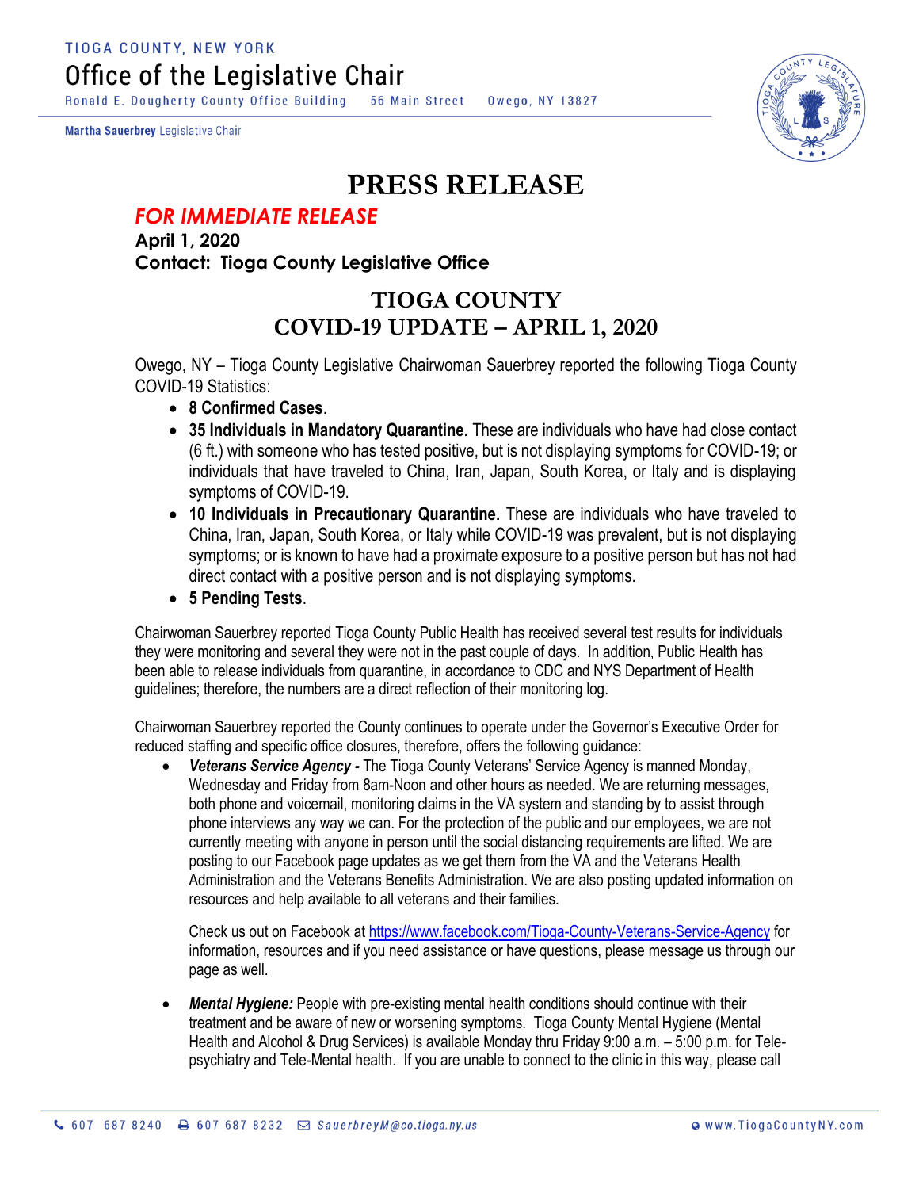TIOGA COUNTY, NEW YORK

Office of the Legislative Chair

Ronald E. Dougherty County Office Building 56 Main Street Owego, NY 13827

**Martha Sauerbrey** Legislative Chair

# PRESS RELEASE

***FOR IMMEDIATE RELEASE***

**April 1, 2020**

**Contact: Tioga County Legislative Office**

## TIOGA COUNTY
## COVID-19 UPDATE – APRIL 1, 2020

Owego, NY – Tioga County Legislative Chairwoman Sauerbrey reported the following Tioga County COVID-19 Statistics:

- **8 Confirmed Cases**.
- **35 Individuals in Mandatory Quarantine.** These are individuals who have had close contact (6 ft.) with someone who has tested positive, but is not displaying symptoms for COVID-19; or individuals that have traveled to China, Iran, Japan, South Korea, or Italy and is displaying symptoms of COVID-19.
- **10 Individuals in Precautionary Quarantine.** These are individuals who have traveled to China, Iran, Japan, South Korea, or Italy while COVID-19 was prevalent, but is not displaying symptoms; or is known to have had a proximate exposure to a positive person but has not had direct contact with a positive person and is not displaying symptoms.
- **5 Pending Tests**.

Chairwoman Sauerbrey reported Tioga County Public Health has received several test results for individuals they were monitoring and several they were not in the past couple of days. In addition, Public Health has been able to release individuals from quarantine, in accordance to CDC and NYS Department of Health guidelines; therefore, the numbers are a direct reflection of their monitoring log.

Chairwoman Sauerbrey reported the County continues to operate under the Governor's Executive Order for reduced staffing and specific office closures, therefore, offers the following guidance:

- ***Veterans Service Agency -*** The Tioga County Veterans' Service Agency is manned Monday, Wednesday and Friday from 8am-Noon and other hours as needed. We are returning messages, both phone and voicemail, monitoring claims in the VA system and standing by to assist through phone interviews any way we can. For the protection of the public and our employees, we are not currently meeting with anyone in person until the social distancing requirements are lifted. We are posting to our Facebook page updates as we get them from the VA and the Veterans Health Administration and the Veterans Benefits Administration. We are also posting updated information on resources and help available to all veterans and their families.

  Check us out on Facebook at https://www.facebook.com/Tioga-County-Veterans-Service-Agency for information, resources and if you need assistance or have questions, please message us through our page as well.

- ***Mental Hygiene:*** People with pre-existing mental health conditions should continue with their treatment and be aware of new or worsening symptoms. Tioga County Mental Hygiene (Mental Health and Alcohol & Drug Services) is available Monday thru Friday 9:00 a.m. – 5:00 p.m. for Tele-psychiatry and Tele-Mental health. If you are unable to connect to the clinic in this way, please call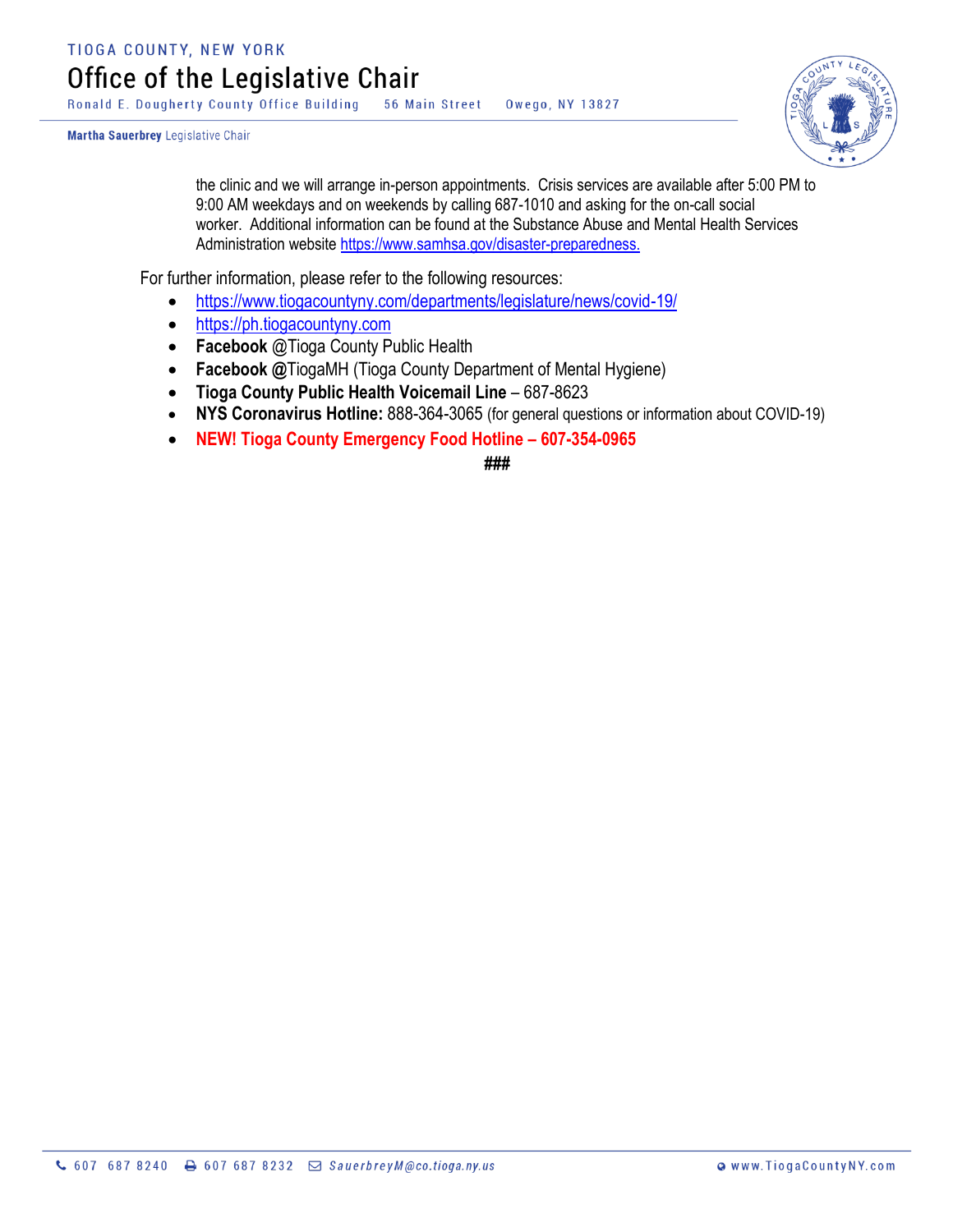the clinic and we will arrange in-person appointments.  Crisis services are available after 5:00 PM to 9:00 AM weekdays and on weekends by calling 687-1010 and asking for the on-call social worker.  Additional information can be found at the Substance Abuse and Mental Health Services Administration website https://www.samhsa.gov/disaster-preparedness.

For further information, please refer to the following resources:

- https://www.tiogacountyny.com/departments/legislature/news/covid-19/
- https://ph.tiogacountyny.com
- **Facebook** @Tioga County Public Health
- **Facebook @**TiogaMH (Tioga County Department of Mental Hygiene)
- **Tioga County Public Health Voicemail Line** – 687-8623
- **NYS Coronavirus Hotline:** 888-364-3065 (for general questions or information about COVID-19)
- **NEW! Tioga County Emergency Food Hotline – 607-354-0965**

**###**